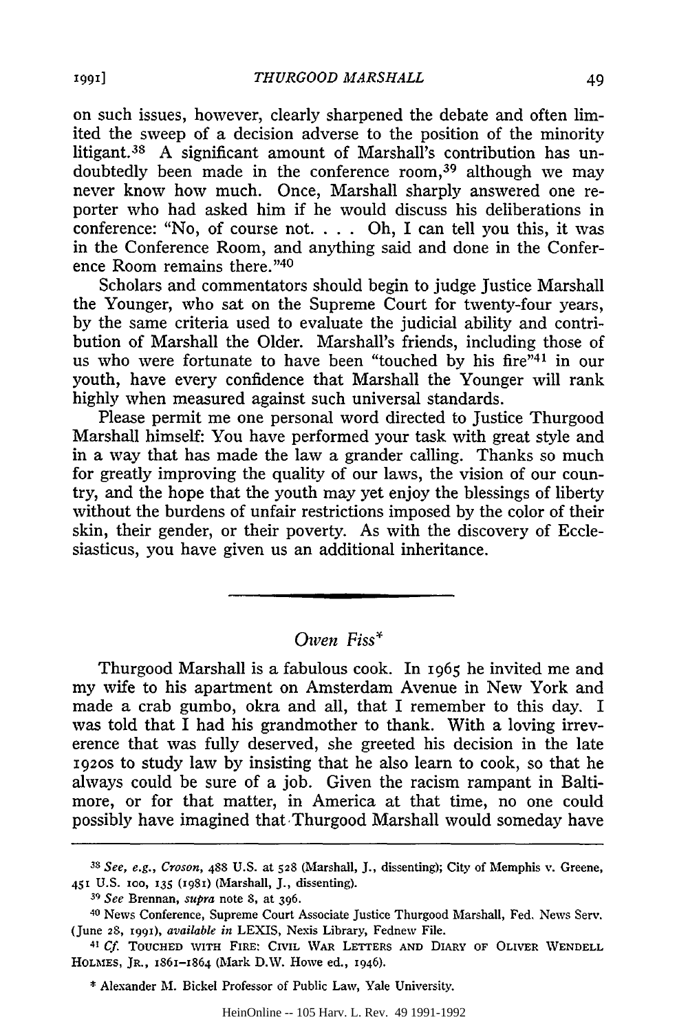on such issues, however, clearly sharpened the debate and often limited the sweep of a decision adverse to the position of the minority litigant.[38] A significant amount of Marshall's contribution has undoubtedly been made in the conference room,[39] although we may never know how much. Once, Marshall sharply answered one reporter who had asked him if he would discuss his deliberations in conference: "No, of course not. . . . Oh, I can tell you this, it was in the Conference Room, and anything said and done in the Conference Room remains there."[40]

Scholars and commentators should begin to judge Justice Marshall the Younger, who sat on the Supreme Court for twenty-four years, by the same criteria used to evaluate the judicial ability and contribution of Marshall the Older. Marshall's friends, including those of us who were fortunate to have been "touched by his fire"[41] in our youth, have every confidence that Marshall the Younger will rank highly when measured against such universal standards.

Please permit me one personal word directed to Justice Thurgood Marshall himself: You have performed your task with great style and in a way that has made the law a grander calling. Thanks so much for greatly improving the quality of our laws, the vision of our country, and the hope that the youth may yet enjoy the blessings of liberty without the burdens of unfair restrictions imposed by the color of their skin, their gender, or their poverty. As with the discovery of Ecclesiasticus, you have given us an additional inheritance.

---

## *Owen Fiss\**

Thurgood Marshall is a fabulous cook. In 1965 he invited me and my wife to his apartment on Amsterdam Avenue in New York and made a crab gumbo, okra and all, that I remember to this day. I was told that I had his grandmother to thank. With a loving irreverence that was fully deserved, she greeted his decision in the late 1920s to study law by insisting that he also learn to cook, so that he always could be sure of a job. Given the racism rampant in Baltimore, or for that matter, in America at that time, no one could possibly have imagined that Thurgood Marshall would someday have

---

[38] *See, e.g., Croson*, 488 U.S. at 528 (Marshall, J., dissenting); City of Memphis v. Greene, 451 U.S. 100, 135 (1981) (Marshall, J., dissenting).

[39] *See* Brennan, *supra* note 8, at 396.

[40] News Conference, Supreme Court Associate Justice Thurgood Marshall, Fed. News Serv. (June 28, 1991), *available in* LEXIS, Nexis Library, Fednew File.

[41] *Cf.* TOUCHED WITH FIRE: CIVIL WAR LETTERS AND DIARY OF OLIVER WENDELL HOLMES, JR., 1861–1864 (Mark D.W. Howe ed., 1946).

\* Alexander M. Bickel Professor of Public Law, Yale University.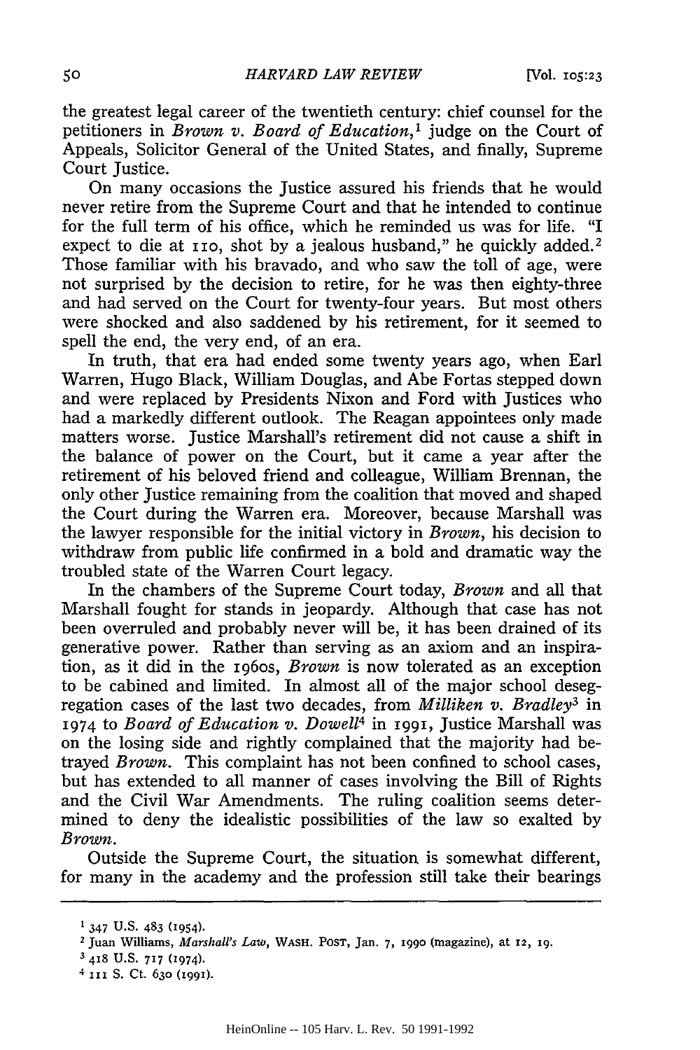the greatest legal career of the twentieth century: chief counsel for the petitioners in *Brown v. Board of Education*,[1] judge on the Court of Appeals, Solicitor General of the United States, and finally, Supreme Court Justice.

On many occasions the Justice assured his friends that he would never retire from the Supreme Court and that he intended to continue for the full term of his office, which he reminded us was for life. "I expect to die at 110, shot by a jealous husband," he quickly added.[2] Those familiar with his bravado, and who saw the toll of age, were not surprised by the decision to retire, for he was then eighty-three and had served on the Court for twenty-four years. But most others were shocked and also saddened by his retirement, for it seemed to spell the end, the very end, of an era.

In truth, that era had ended some twenty years ago, when Earl Warren, Hugo Black, William Douglas, and Abe Fortas stepped down and were replaced by Presidents Nixon and Ford with Justices who had a markedly different outlook. The Reagan appointees only made matters worse. Justice Marshall's retirement did not cause a shift in the balance of power on the Court, but it came a year after the retirement of his beloved friend and colleague, William Brennan, the only other Justice remaining from the coalition that moved and shaped the Court during the Warren era. Moreover, because Marshall was the lawyer responsible for the initial victory in *Brown*, his decision to withdraw from public life confirmed in a bold and dramatic way the troubled state of the Warren Court legacy.

In the chambers of the Supreme Court today, *Brown* and all that Marshall fought for stands in jeopardy. Although that case has not been overruled and probably never will be, it has been drained of its generative power. Rather than serving as an axiom and an inspiration, as it did in the 1960s, *Brown* is now tolerated as an exception to be cabined and limited. In almost all of the major school desegregation cases of the last two decades, from *Milliken v. Bradley*[3] in 1974 to *Board of Education v. Dowell*[4] in 1991, Justice Marshall was on the losing side and rightly complained that the majority had betrayed *Brown*. This complaint has not been confined to school cases, but has extended to all manner of cases involving the Bill of Rights and the Civil War Amendments. The ruling coalition seems determined to deny the idealistic possibilities of the law so exalted by *Brown*.

Outside the Supreme Court, the situation is somewhat different, for many in the academy and the profession still take their bearings

---

[1] 347 U.S. 483 (1954).

[2] Juan Williams, *Marshall's Law*, WASH. POST, Jan. 7, 1990 (magazine), at 12, 19.

[3] 418 U.S. 717 (1974).

[4] 111 S. Ct. 630 (1991).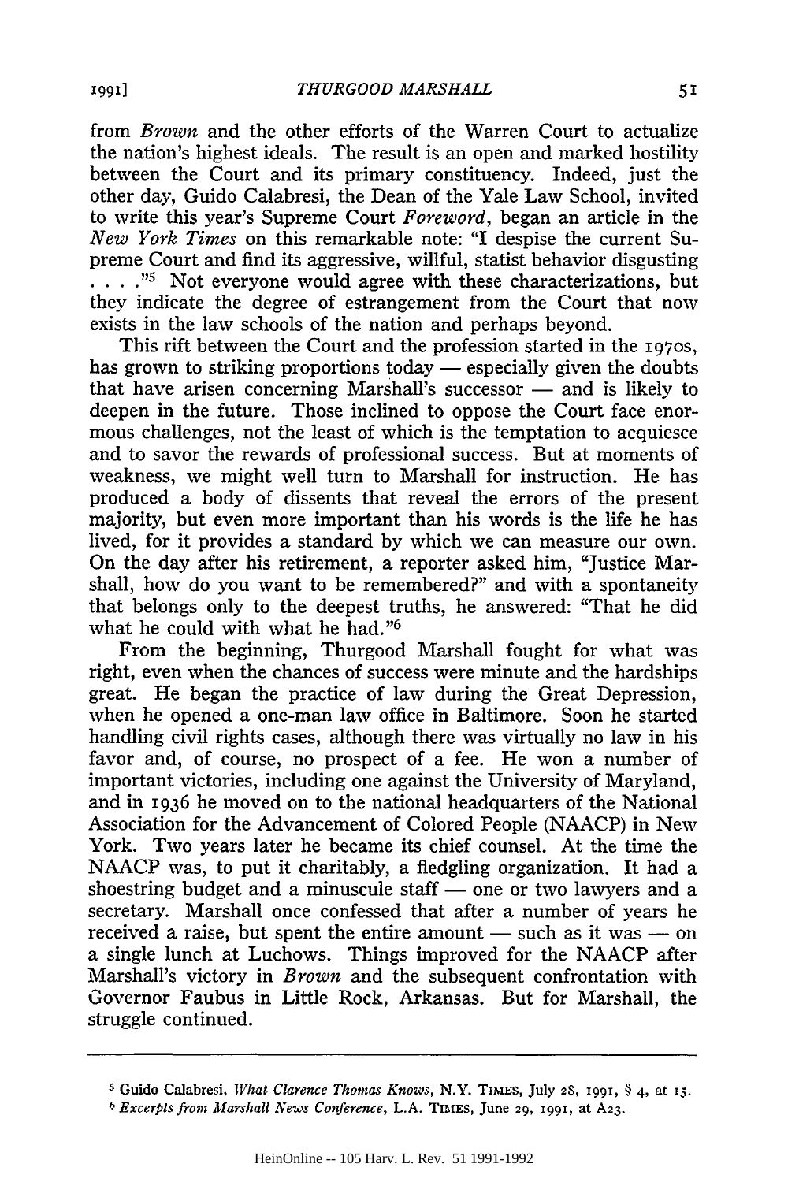from *Brown* and the other efforts of the Warren Court to actualize the nation's highest ideals. The result is an open and marked hostility between the Court and its primary constituency. Indeed, just the other day, Guido Calabresi, the Dean of the Yale Law School, invited to write this year's Supreme Court *Foreword*, began an article in the *New York Times* on this remarkable note: "I despise the current Supreme Court and find its aggressive, willful, statist behavior disgusting . . . ."[5] Not everyone would agree with these characterizations, but they indicate the degree of estrangement from the Court that now exists in the law schools of the nation and perhaps beyond.

This rift between the Court and the profession started in the 1970s, has grown to striking proportions today — especially given the doubts that have arisen concerning Marshall's successor — and is likely to deepen in the future. Those inclined to oppose the Court face enormous challenges, not the least of which is the temptation to acquiesce and to savor the rewards of professional success. But at moments of weakness, we might well turn to Marshall for instruction. He has produced a body of dissents that reveal the errors of the present majority, but even more important than his words is the life he has lived, for it provides a standard by which we can measure our own. On the day after his retirement, a reporter asked him, "Justice Marshall, how do you want to be remembered?" and with a spontaneity that belongs only to the deepest truths, he answered: "That he did what he could with what he had."[6]

From the beginning, Thurgood Marshall fought for what was right, even when the chances of success were minute and the hardships great. He began the practice of law during the Great Depression, when he opened a one-man law office in Baltimore. Soon he started handling civil rights cases, although there was virtually no law in his favor and, of course, no prospect of a fee. He won a number of important victories, including one against the University of Maryland, and in 1936 he moved on to the national headquarters of the National Association for the Advancement of Colored People (NAACP) in New York. Two years later he became its chief counsel. At the time the NAACP was, to put it charitably, a fledgling organization. It had a shoestring budget and a minuscule staff — one or two lawyers and a secretary. Marshall once confessed that after a number of years he received a raise, but spent the entire amount — such as it was — on a single lunch at Luchows. Things improved for the NAACP after Marshall's victory in *Brown* and the subsequent confrontation with Governor Faubus in Little Rock, Arkansas. But for Marshall, the struggle continued.

---

[5] Guido Calabresi, *What Clarence Thomas Knows*, N.Y. TIMES, July 28, 1991, § 4, at 15.

[6] *Excerpts from Marshall News Conference*, L.A. TIMES, June 29, 1991, at A23.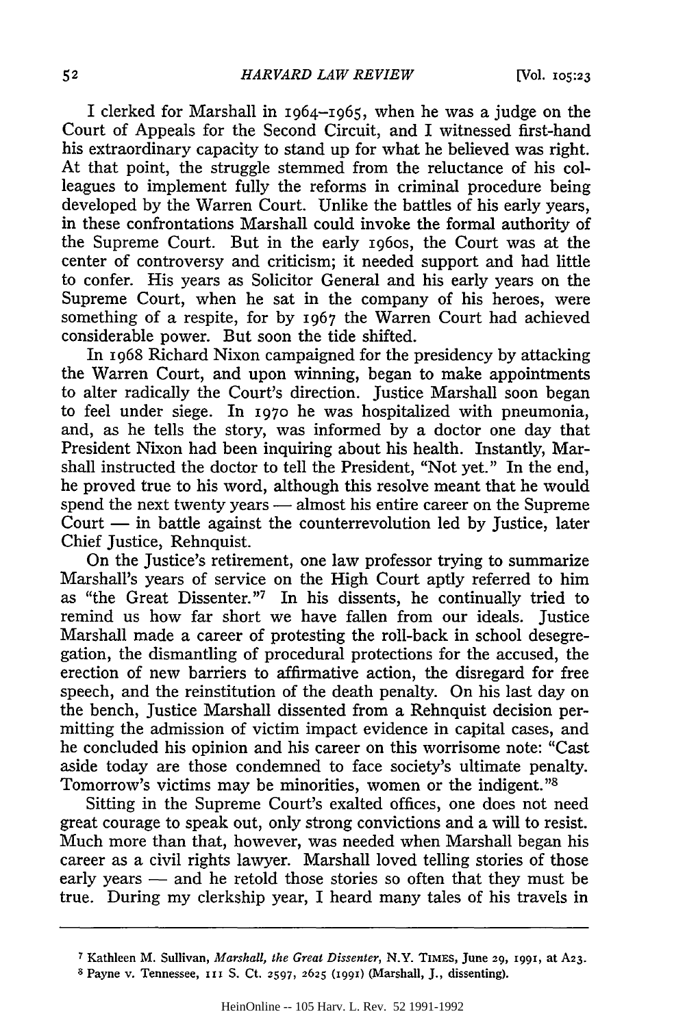I clerked for Marshall in 1964–1965, when he was a judge on the Court of Appeals for the Second Circuit, and I witnessed first-hand his extraordinary capacity to stand up for what he believed was right. At that point, the struggle stemmed from the reluctance of his colleagues to implement fully the reforms in criminal procedure being developed by the Warren Court. Unlike the battles of his early years, in these confrontations Marshall could invoke the formal authority of the Supreme Court. But in the early 1960s, the Court was at the center of controversy and criticism; it needed support and had little to confer. His years as Solicitor General and his early years on the Supreme Court, when he sat in the company of his heroes, were something of a respite, for by 1967 the Warren Court had achieved considerable power. But soon the tide shifted.

In 1968 Richard Nixon campaigned for the presidency by attacking the Warren Court, and upon winning, began to make appointments to alter radically the Court's direction. Justice Marshall soon began to feel under siege. In 1970 he was hospitalized with pneumonia, and, as he tells the story, was informed by a doctor one day that President Nixon had been inquiring about his health. Instantly, Marshall instructed the doctor to tell the President, "Not yet." In the end, he proved true to his word, although this resolve meant that he would spend the next twenty years — almost his entire career on the Supreme Court — in battle against the counterrevolution led by Justice, later Chief Justice, Rehnquist.

On the Justice's retirement, one law professor trying to summarize Marshall's years of service on the High Court aptly referred to him as "the Great Dissenter."[7] In his dissents, he continually tried to remind us how far short we have fallen from our ideals. Justice Marshall made a career of protesting the roll-back in school desegregation, the dismantling of procedural protections for the accused, the erection of new barriers to affirmative action, the disregard for free speech, and the reinstitution of the death penalty. On his last day on the bench, Justice Marshall dissented from a Rehnquist decision permitting the admission of victim impact evidence in capital cases, and he concluded his opinion and his career on this worrisome note: "Cast aside today are those condemned to face society's ultimate penalty. Tomorrow's victims may be minorities, women or the indigent."[8]

Sitting in the Supreme Court's exalted offices, one does not need great courage to speak out, only strong convictions and a will to resist. Much more than that, however, was needed when Marshall began his career as a civil rights lawyer. Marshall loved telling stories of those early years — and he retold those stories so often that they must be true. During my clerkship year, I heard many tales of his travels in

---

[7] Kathleen M. Sullivan, *Marshall, the Great Dissenter*, N.Y. TIMES, June 29, 1991, at A23.

[8] Payne v. Tennessee, 111 S. Ct. 2597, 2625 (1991) (Marshall, J., dissenting).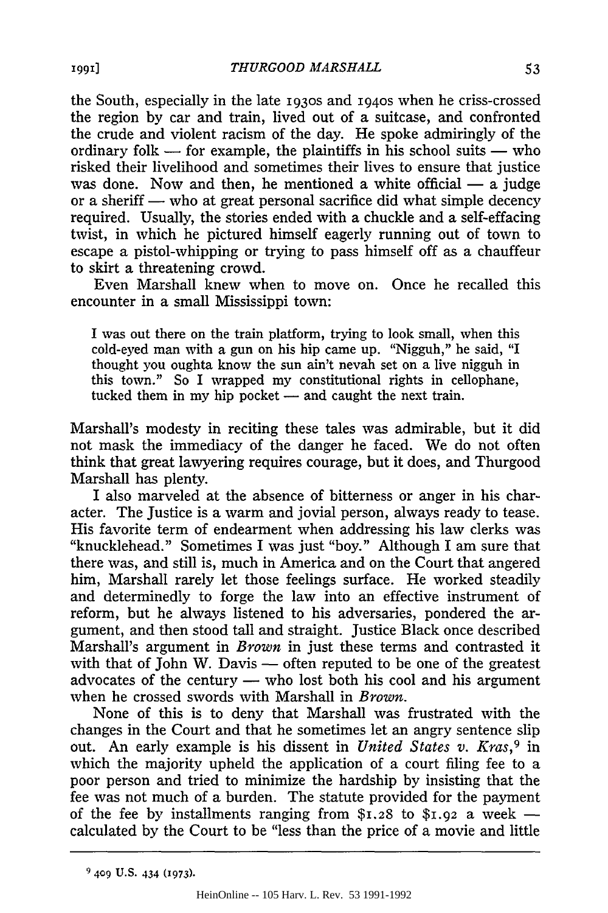the South, especially in the late 1930s and 1940s when he criss-crossed the region by car and train, lived out of a suitcase, and confronted the crude and violent racism of the day. He spoke admiringly of the ordinary folk — for example, the plaintiffs in his school suits — who risked their livelihood and sometimes their lives to ensure that justice was done. Now and then, he mentioned a white official — a judge or a sheriff — who at great personal sacrifice did what simple decency required. Usually, the stories ended with a chuckle and a self-effacing twist, in which he pictured himself eagerly running out of town to escape a pistol-whipping or trying to pass himself off as a chauffeur to skirt a threatening crowd.

Even Marshall knew when to move on. Once he recalled this encounter in a small Mississippi town:

> I was out there on the train platform, trying to look small, when this cold-eyed man with a gun on his hip came up. "Nigguh," he said, "I thought you oughta know the sun ain't nevah set on a live nigguh in this town." So I wrapped my constitutional rights in cellophane, tucked them in my hip pocket — and caught the next train.

Marshall's modesty in reciting these tales was admirable, but it did not mask the immediacy of the danger he faced. We do not often think that great lawyering requires courage, but it does, and Thurgood Marshall has plenty.

I also marveled at the absence of bitterness or anger in his character. The Justice is a warm and jovial person, always ready to tease. His favorite term of endearment when addressing his law clerks was "knucklehead." Sometimes I was just "boy." Although I am sure that there was, and still is, much in America and on the Court that angered him, Marshall rarely let those feelings surface. He worked steadily and determinedly to forge the law into an effective instrument of reform, but he always listened to his adversaries, pondered the argument, and then stood tall and straight. Justice Black once described Marshall's argument in *Brown* in just these terms and contrasted it with that of John W. Davis — often reputed to be one of the greatest advocates of the century — who lost both his cool and his argument when he crossed swords with Marshall in *Brown*.

None of this is to deny that Marshall was frustrated with the changes in the Court and that he sometimes let an angry sentence slip out. An early example is his dissent in *United States v. Kras*,[9] in which the majority upheld the application of a court filing fee to a poor person and tried to minimize the hardship by insisting that the fee was not much of a burden. The statute provided for the payment of the fee by installments ranging from $1.28 to $1.92 a week — calculated by the Court to be "less than the price of a movie and little

---

[9] 409 U.S. 434 (1973).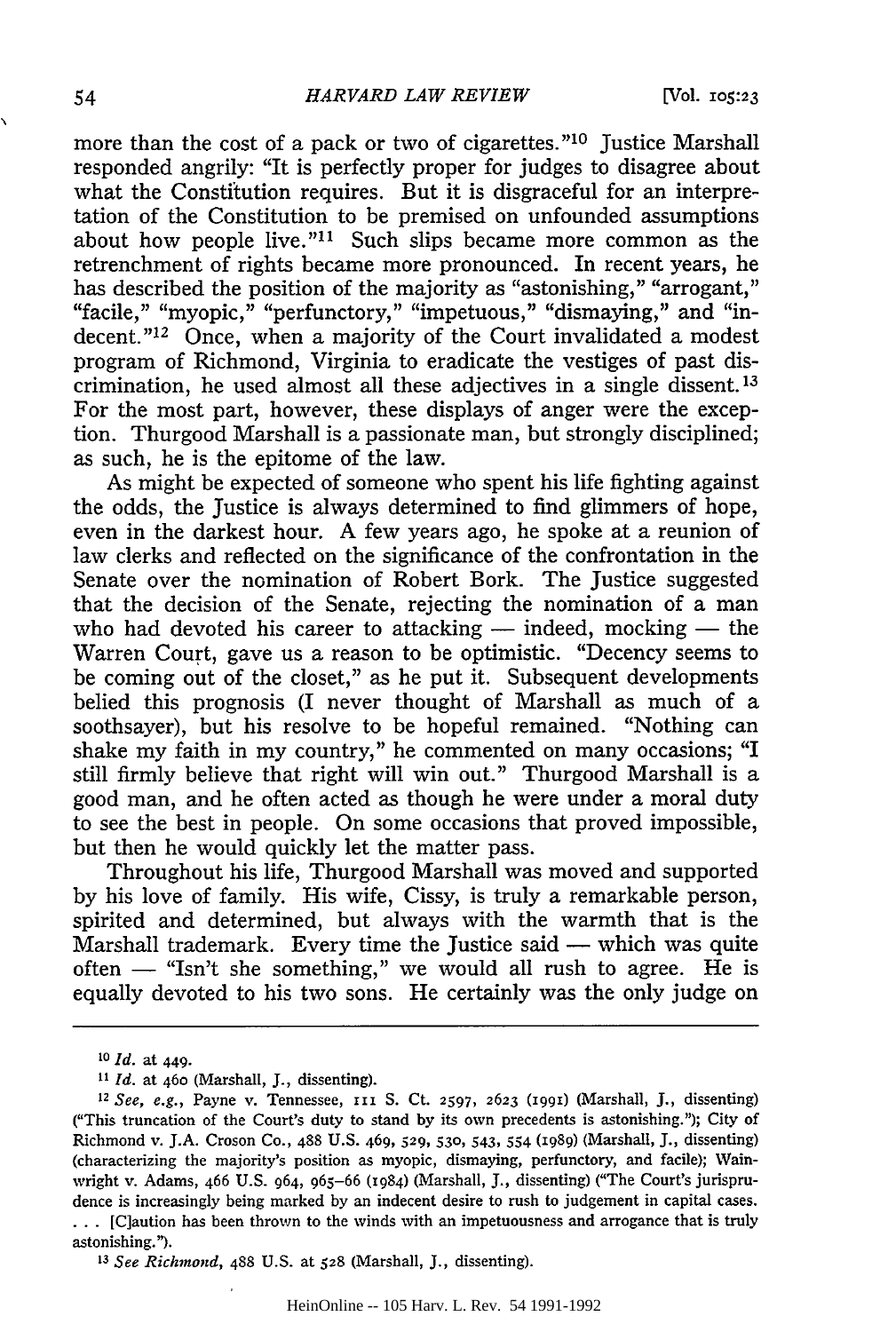more than the cost of a pack or two of cigarettes."[10] Justice Marshall responded angrily: "It is perfectly proper for judges to disagree about what the Constitution requires. But it is disgraceful for an interpretation of the Constitution to be premised on unfounded assumptions about how people live."[11] Such slips became more common as the retrenchment of rights became more pronounced. In recent years, he has described the position of the majority as "astonishing," "arrogant," "facile," "myopic," "perfunctory," "impetuous," "dismaying," and "indecent."[12] Once, when a majority of the Court invalidated a modest program of Richmond, Virginia to eradicate the vestiges of past discrimination, he used almost all these adjectives in a single dissent.[13] For the most part, however, these displays of anger were the exception. Thurgood Marshall is a passionate man, but strongly disciplined; as such, he is the epitome of the law.

As might be expected of someone who spent his life fighting against the odds, the Justice is always determined to find glimmers of hope, even in the darkest hour. A few years ago, he spoke at a reunion of law clerks and reflected on the significance of the confrontation in the Senate over the nomination of Robert Bork. The Justice suggested that the decision of the Senate, rejecting the nomination of a man who had devoted his career to attacking — indeed, mocking — the Warren Court, gave us a reason to be optimistic. "Decency seems to be coming out of the closet," as he put it. Subsequent developments belied this prognosis (I never thought of Marshall as much of a soothsayer), but his resolve to be hopeful remained. "Nothing can shake my faith in my country," he commented on many occasions; "I still firmly believe that right will win out." Thurgood Marshall is a good man, and he often acted as though he were under a moral duty to see the best in people. On some occasions that proved impossible, but then he would quickly let the matter pass.

Throughout his life, Thurgood Marshall was moved and supported by his love of family. His wife, Cissy, is truly a remarkable person, spirited and determined, but always with the warmth that is the Marshall trademark. Every time the Justice said — which was quite often — "Isn't she something," we would all rush to agree. He is equally devoted to his two sons. He certainly was the only judge on

---

[10] *Id.* at 449.

[11] *Id.* at 460 (Marshall, J., dissenting).

[12] *See, e.g.*, Payne v. Tennessee, 111 S. Ct. 2597, 2623 (1991) (Marshall, J., dissenting) ("This truncation of the Court's duty to stand by its own precedents is astonishing."); City of Richmond v. J.A. Croson Co., 488 U.S. 469, 529, 530, 543, 554 (1989) (Marshall, J., dissenting) (characterizing the majority's position as myopic, dismaying, perfunctory, and facile); Wainwright v. Adams, 466 U.S. 964, 965–66 (1984) (Marshall, J., dissenting) ("The Court's jurisprudence is increasingly being marked by an indecent desire to rush to judgement in capital cases. . . . [C]aution has been thrown to the winds with an impetuousness and arrogance that is truly astonishing.").

[13] *See Richmond*, 488 U.S. at 528 (Marshall, J., dissenting).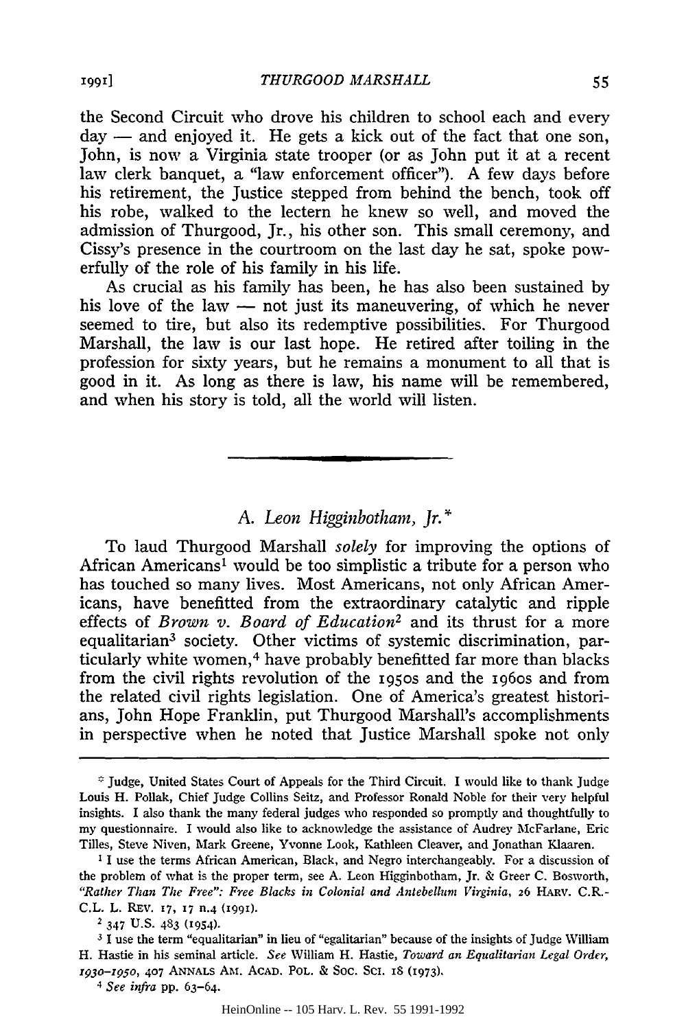the Second Circuit who drove his children to school each and every day — and enjoyed it. He gets a kick out of the fact that one son, John, is now a Virginia state trooper (or as John put it at a recent law clerk banquet, a "law enforcement officer"). A few days before his retirement, the Justice stepped from behind the bench, took off his robe, walked to the lectern he knew so well, and moved the admission of Thurgood, Jr., his other son. This small ceremony, and Cissy's presence in the courtroom on the last day he sat, spoke powerfully of the role of his family in his life.

As crucial as his family has been, he has also been sustained by his love of the law — not just its maneuvering, of which he never seemed to tire, but also its redemptive possibilities. For Thurgood Marshall, the law is our last hope. He retired after toiling in the profession for sixty years, but he remains a monument to all that is good in it. As long as there is law, his name will be remembered, and when his story is told, all the world will listen.

---

## *A. Leon Higginbotham, Jr.*\*

To laud Thurgood Marshall *solely* for improving the options of African Americans[1] would be too simplistic a tribute for a person who has touched so many lives. Most Americans, not only African Americans, have benefitted from the extraordinary catalytic and ripple effects of *Brown v. Board of Education*[2] and its thrust for a more equalitarian[3] society. Other victims of systemic discrimination, particularly white women,[4] have probably benefitted far more than blacks from the civil rights revolution of the 1950s and the 1960s and from the related civil rights legislation. One of America's greatest historians, John Hope Franklin, put Thurgood Marshall's accomplishments in perspective when he noted that Justice Marshall spoke not only

---

\* Judge, United States Court of Appeals for the Third Circuit. I would like to thank Judge Louis H. Pollak, Chief Judge Collins Seitz, and Professor Ronald Noble for their very helpful insights. I also thank the many federal judges who responded so promptly and thoughtfully to my questionnaire. I would also like to acknowledge the assistance of Audrey McFarlane, Eric Tilles, Steve Niven, Mark Greene, Yvonne Look, Kathleen Cleaver, and Jonathan Klaaren.

[1] I use the terms African American, Black, and Negro interchangeably. For a discussion of the problem of what is the proper term, see A. Leon Higginbotham, Jr. & Greer C. Bosworth, *"Rather Than The Free": Free Blacks in Colonial and Antebellum Virginia*, 26 HARV. C.R.-C.L. L. REV. 17, 17 n.4 (1991).

[2] 347 U.S. 483 (1954).

[3] I use the term "equalitarian" in lieu of "egalitarian" because of the insights of Judge William H. Hastie in his seminal article. *See* William H. Hastie, *Toward an Equalitarian Legal Order, 1930–1950*, 407 ANNALS AM. ACAD. POL. & SOC. SCI. 18 (1973).

[4] *See infra* pp. 63–64.